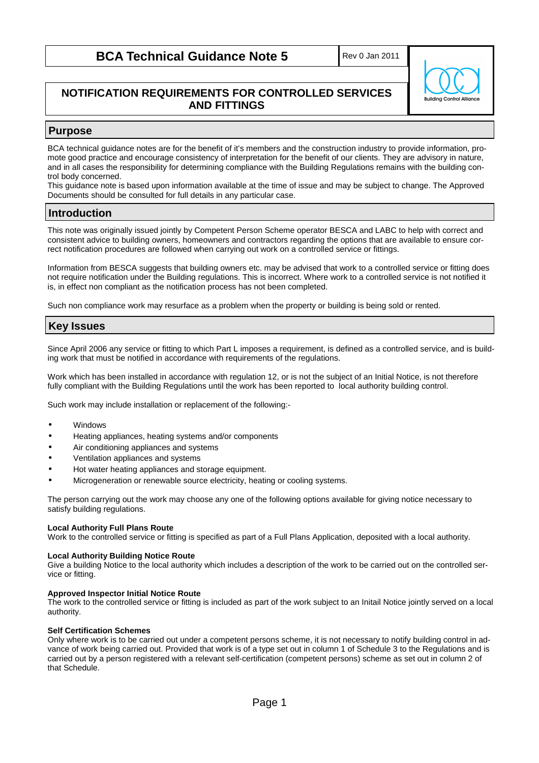# BCA Technical Guidance Note 5

Rev 0 Jan 2011

## NOTIFICATION REQUIREMENTS FOR CONTROLLED SERVICES AND FITTINGS

## Purpose

BCA technical guidance notes are for the benefit of it's members and the construction industry to provide information, promote good practice and encourage consistency of interpretation for the benefit of our clients. They are advisory in nature, and in all cases the responsibility for determining compliance with the Building Regulations remains with the building control body concerned.
This guidance note is based upon information available at the time of issue and may be subject to change. The Approved Documents should be consulted for full details in any particular case.

## Introduction

This note was originally issued jointly by Competent Person Scheme operator BESCA and LABC to help with correct and consistent advice to building owners, homeowners and contractors regarding the options that are available to ensure correct notification procedures are followed when carrying out work on a controlled service or fittings.

Information from BESCA suggests that building owners etc. may be advised that work to a controlled service or fitting does not require notification under the Building regulations. This is incorrect. Where work to a controlled service is not notified it is, in effect non compliant as the notification process has not been completed.

Such non compliance work may resurface as a problem when the property or building is being sold or rented.

## Key Issues

Since April 2006 any service or fitting to which Part L imposes a requirement, is defined as a controlled service, and is building work that must be notified in accordance with requirements of the regulations.

Work which has been installed in accordance with regulation 12, or is not the subject of an Initial Notice, is not therefore fully compliant with the Building Regulations until the work has been reported to local authority building control.

Such work may include installation or replacement of the following:-

- Windows
- Heating appliances, heating systems and/or components
- Air conditioning appliances and systems
- Ventilation appliances and systems
- Hot water heating appliances and storage equipment.
- Microgeneration or renewable source electricity, heating or cooling systems.

The person carrying out the work may choose any one of the following options available for giving notice necessary to satisfy building regulations.

**Local Authority Full Plans Route**
Work to the controlled service or fitting is specified as part of a Full Plans Application, deposited with a local authority.

**Local Authority Building Notice Route**
Give a building Notice to the local authority which includes a description of the work to be carried out on the controlled service or fitting.

**Approved Inspector Initial Notice Route**
The work to the controlled service or fitting is included as part of the work subject to an Initail Notice jointly served on a local authority.

**Self Certification Schemes**
Only where work is to be carried out under a competent persons scheme, it is not necessary to notify building control in advance of work being carried out. Provided that work is of a type set out in column 1 of Schedule 3 to the Regulations and is carried out by a person registered with a relevant self-certification (competent persons) scheme as set out in column 2 of that Schedule.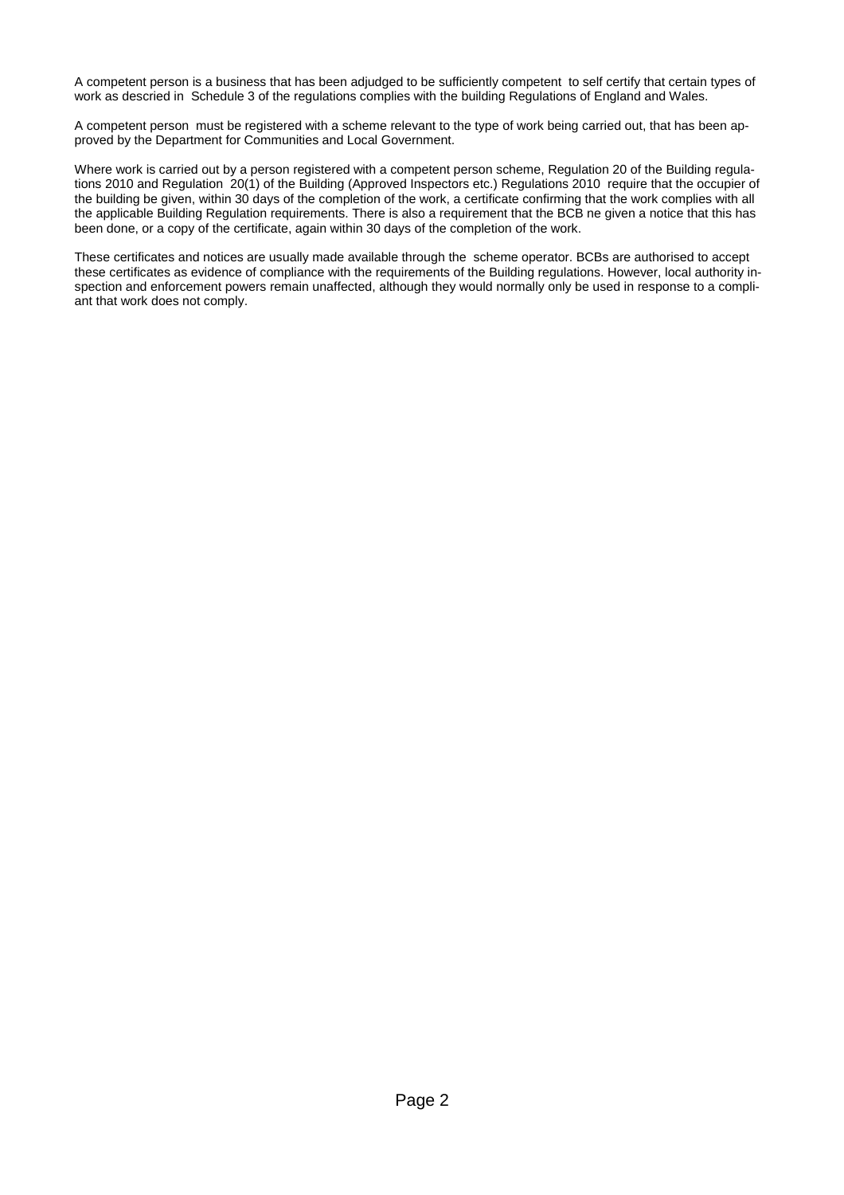A competent person is a business that has been adjudged to be sufficiently competent to self certify that certain types of work as descried in Schedule 3 of the regulations complies with the building Regulations of England and Wales.

A competent person must be registered with a scheme relevant to the type of work being carried out, that has been approved by the Department for Communities and Local Government.

Where work is carried out by a person registered with a competent person scheme, Regulation 20 of the Building regulations 2010 and Regulation 20(1) of the Building (Approved Inspectors etc.) Regulations 2010 require that the occupier of the building be given, within 30 days of the completion of the work, a certificate confirming that the work complies with all the applicable Building Regulation requirements. There is also a requirement that the BCB ne given a notice that this has been done, or a copy of the certificate, again within 30 days of the completion of the work.

These certificates and notices are usually made available through the scheme operator. BCBs are authorised to accept these certificates as evidence of compliance with the requirements of the Building regulations. However, local authority inspection and enforcement powers remain unaffected, although they would normally only be used in response to a compliant that work does not comply.